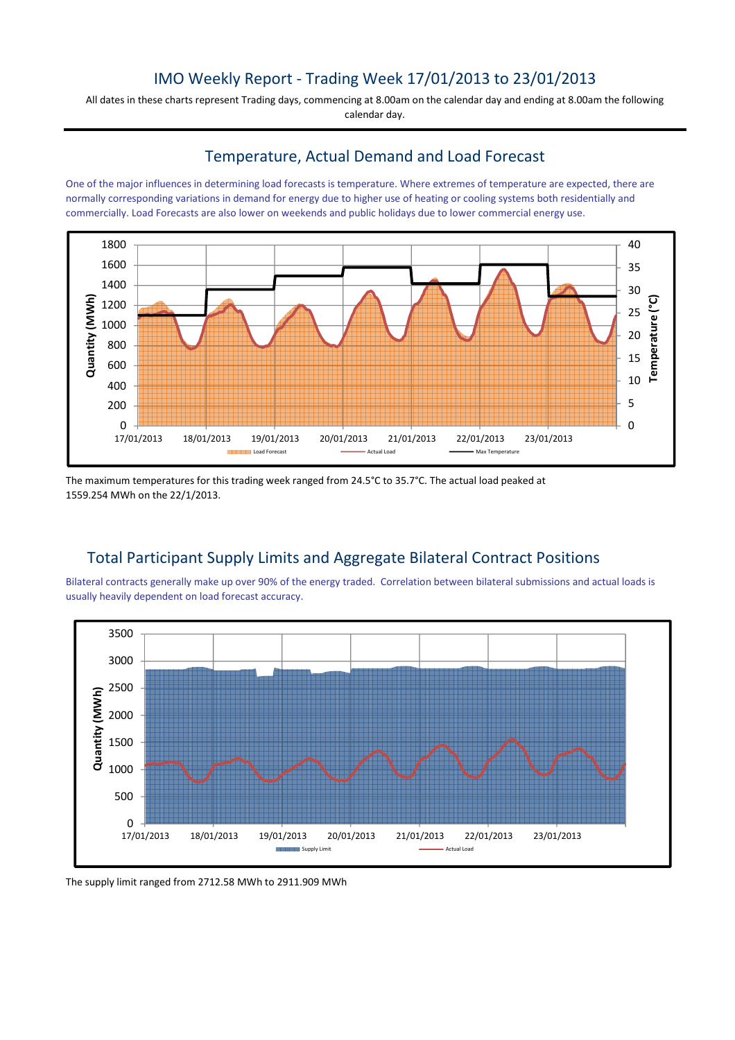# IMO Weekly Report - Trading Week 17/01/2013 to 23/01/2013

All dates in these charts represent Trading days, commencing at 8.00am on the calendar day and ending at 8.00am the following calendar day.

## Temperature, Actual Demand and Load Forecast

One of the major influences in determining load forecasts is temperature. Where extremes of temperature are expected, there are normally corresponding variations in demand for energy due to higher use of heating or cooling systems both residentially and commercially. Load Forecasts are also lower on weekends and public holidays due to lower commercial energy use.

The maximum temperatures for this trading week ranged from 24.5°C to 35.7°C. The actual load peaked at 1559.254 MWh on the 22/1/2013.

## Total Participant Supply Limits and Aggregate Bilateral Contract Positions

Bilateral contracts generally make up over 90% of the energy traded. Correlation between bilateral submissions and actual loads is usually heavily dependent on load forecast accuracy.

The supply limit ranged from 2712.58 MWh to 2911.909 MWh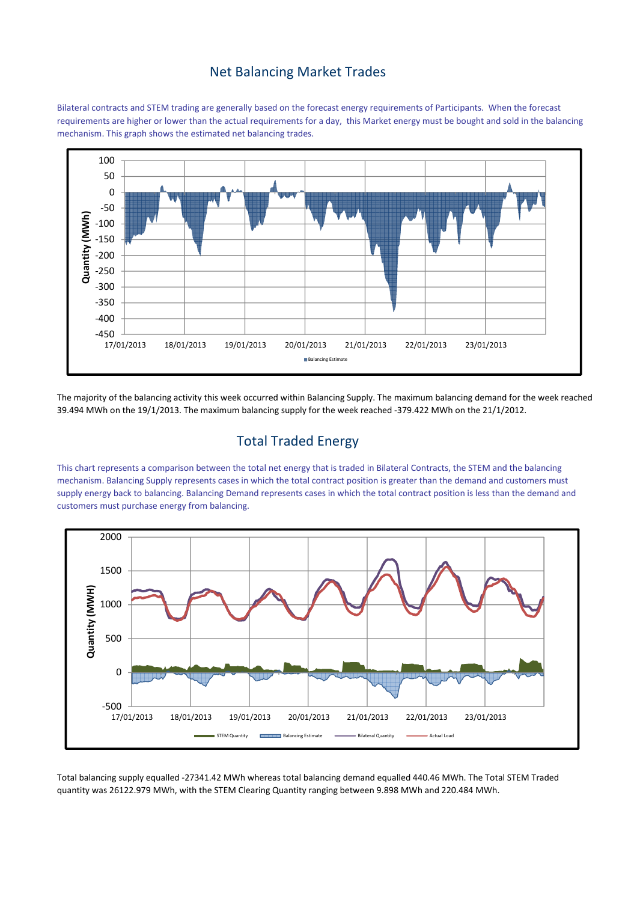## Net Balancing Market Trades

Bilateral contracts and STEM trading are generally based on the forecast energy requirements of Participants. When the forecast requirements are higher or lower than the actual requirements for a day, this Market energy must be bought and sold in the balancing mechanism. This graph shows the estimated net balancing trades.

The majority of the balancing activity this week occurred within Balancing Supply. The maximum balancing demand for the week reached 39.494 MWh on the 19/1/2013. The maximum balancing supply for the week reached -379.422 MWh on the 21/1/2012.

## Total Traded Energy

This chart represents a comparison between the total net energy that is traded in Bilateral Contracts, the STEM and the balancing mechanism. Balancing Supply represents cases in which the total contract position is greater than the demand and customers must supply energy back to balancing. Balancing Demand represents cases in which the total contract position is less than the demand and customers must purchase energy from balancing.

Total balancing supply equalled -27341.42 MWh whereas total balancing demand equalled 440.46 MWh. The Total STEM Traded quantity was 26122.979 MWh, with the STEM Clearing Quantity ranging between 9.898 MWh and 220.484 MWh.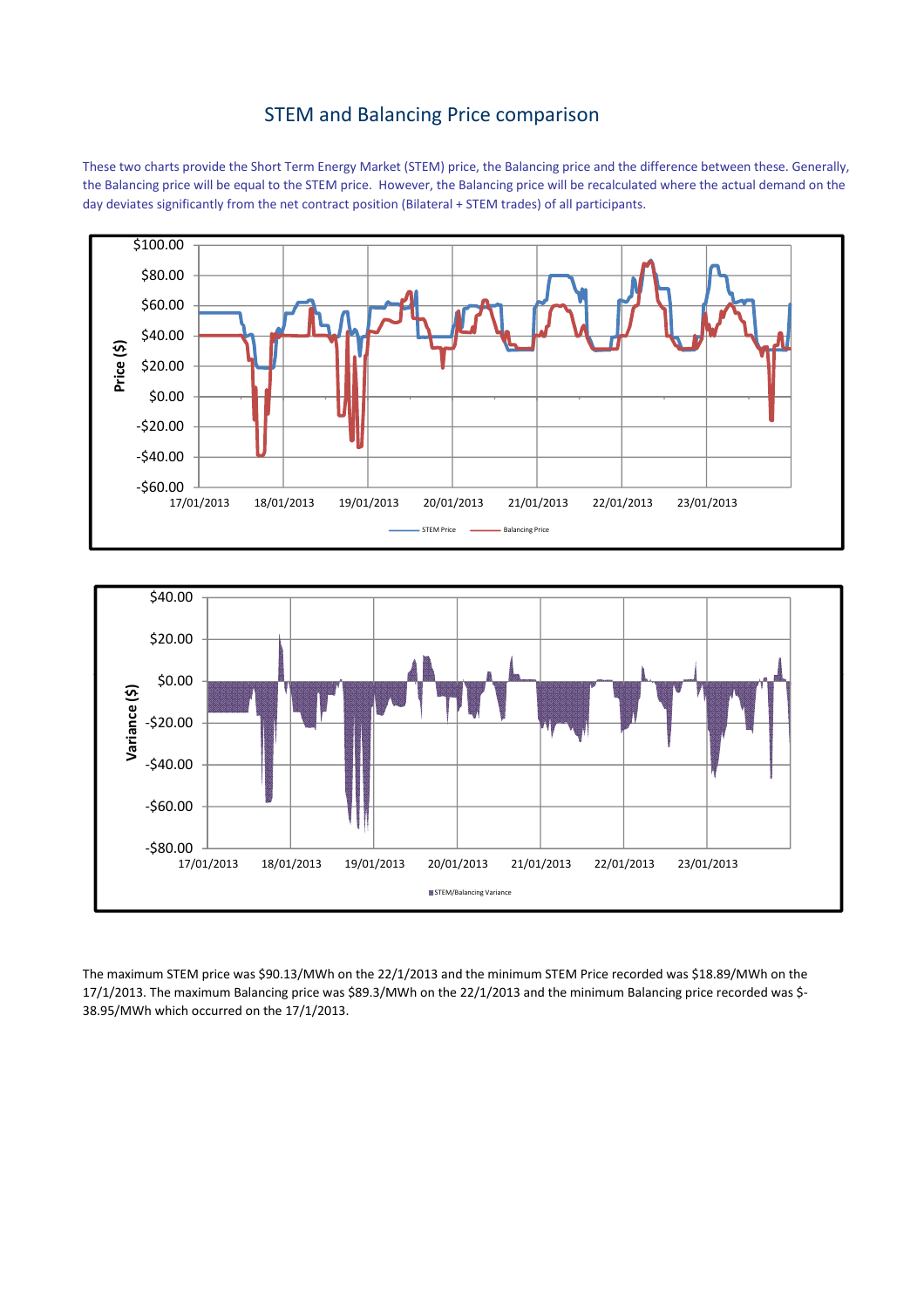# STEM and Balancing Price comparison

These two charts provide the Short Term Energy Market (STEM) price, the Balancing price and the difference between these. Generally, the Balancing price will be equal to the STEM price. However, the Balancing price will be recalculated where the actual demand on the day deviates significantly from the net contract position (Bilateral + STEM trades) of all participants.

Price ($)

$100.00
$80.00
$60.00
$40.00
$20.00
$0.00
-$20.00
-$40.00
-$60.00

17/01/2013 18/01/2013 19/01/2013 20/01/2013 21/01/2013 22/01/2013 23/01/2013

STEM Price
Balancing Price

Variance ($)

$40.00
$20.00
$0.00
-$20.00
-$40.00
-$60.00
-$80.00

17/01/2013 18/01/2013 19/01/2013 20/01/2013 21/01/2013 22/01/2013 23/01/2013

STEM/Balancing Variance

The maximum STEM price was $90.13/MWh on the 22/1/2013 and the minimum STEM Price recorded was $18.89/MWh on the 17/1/2013. The maximum Balancing price was $89.3/MWh on the 22/1/2013 and the minimum Balancing price recorded was $-38.95/MWh which occurred on the 17/1/2013.